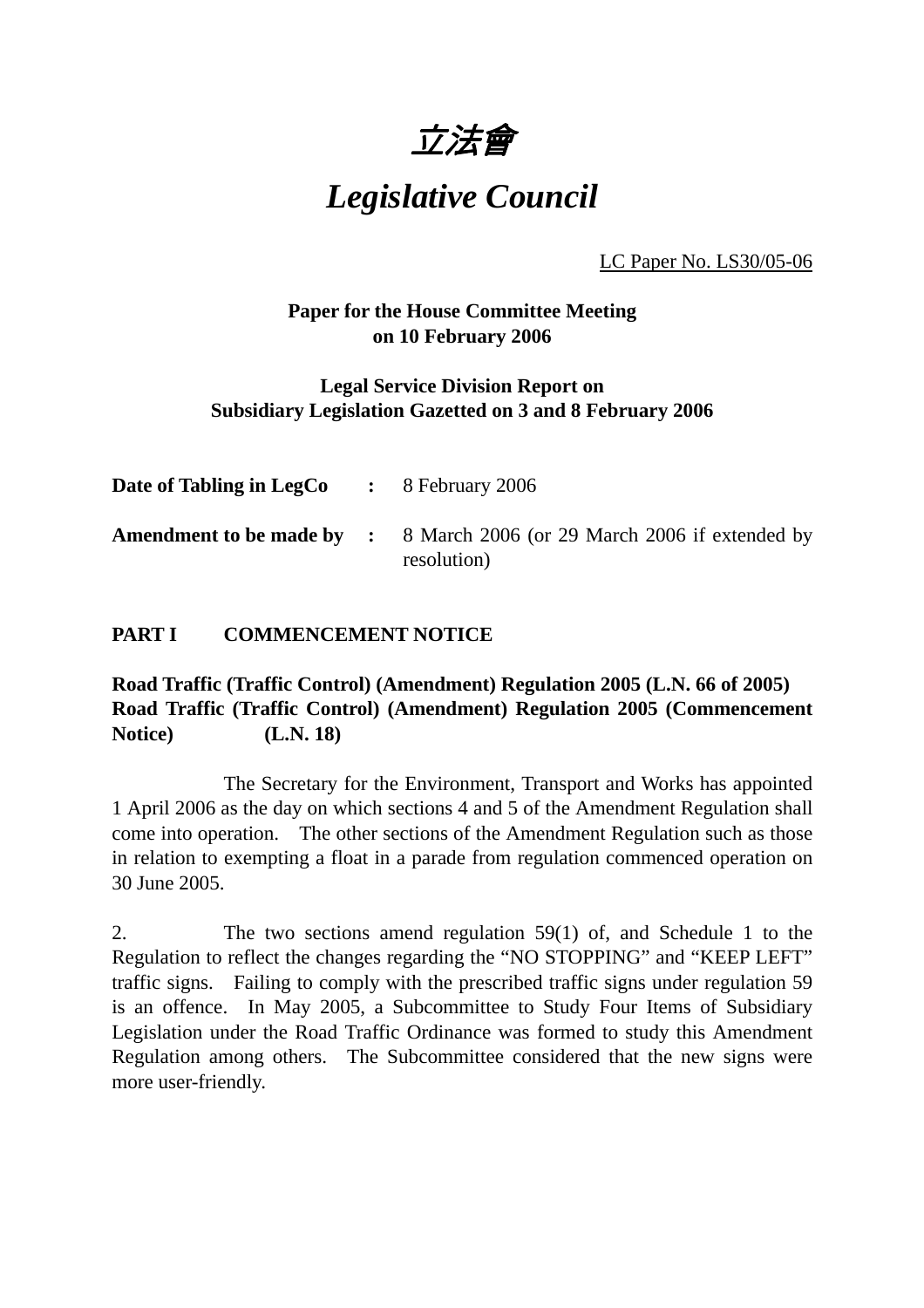# 立法會

# *Legislative Council*

LC Paper No. LS30/05-06

**Paper for the House Committee Meeting on 10 February 2006**

**Legal Service Division Report on Subsidiary Legislation Gazetted on 3 and 8 February 2006**

| | | |
|---|---|---|
| **Date of Tabling in LegCo** | **:** | 8 February 2006 |
| **Amendment to be made by** | **:** | 8 March 2006 (or 29 March 2006 if extended by resolution) |

## PART I COMMENCEMENT NOTICE

**Road Traffic (Traffic Control) (Amendment) Regulation 2005 (L.N. 66 of 2005)**
**Road Traffic (Traffic Control) (Amendment) Regulation 2005 (Commencement Notice) (L.N. 18)**

The Secretary for the Environment, Transport and Works has appointed 1 April 2006 as the day on which sections 4 and 5 of the Amendment Regulation shall come into operation. The other sections of the Amendment Regulation such as those in relation to exempting a float in a parade from regulation commenced operation on 30 June 2005.

2. The two sections amend regulation 59(1) of, and Schedule 1 to the Regulation to reflect the changes regarding the "NO STOPPING" and "KEEP LEFT" traffic signs. Failing to comply with the prescribed traffic signs under regulation 59 is an offence. In May 2005, a Subcommittee to Study Four Items of Subsidiary Legislation under the Road Traffic Ordinance was formed to study this Amendment Regulation among others. The Subcommittee considered that the new signs were more user-friendly.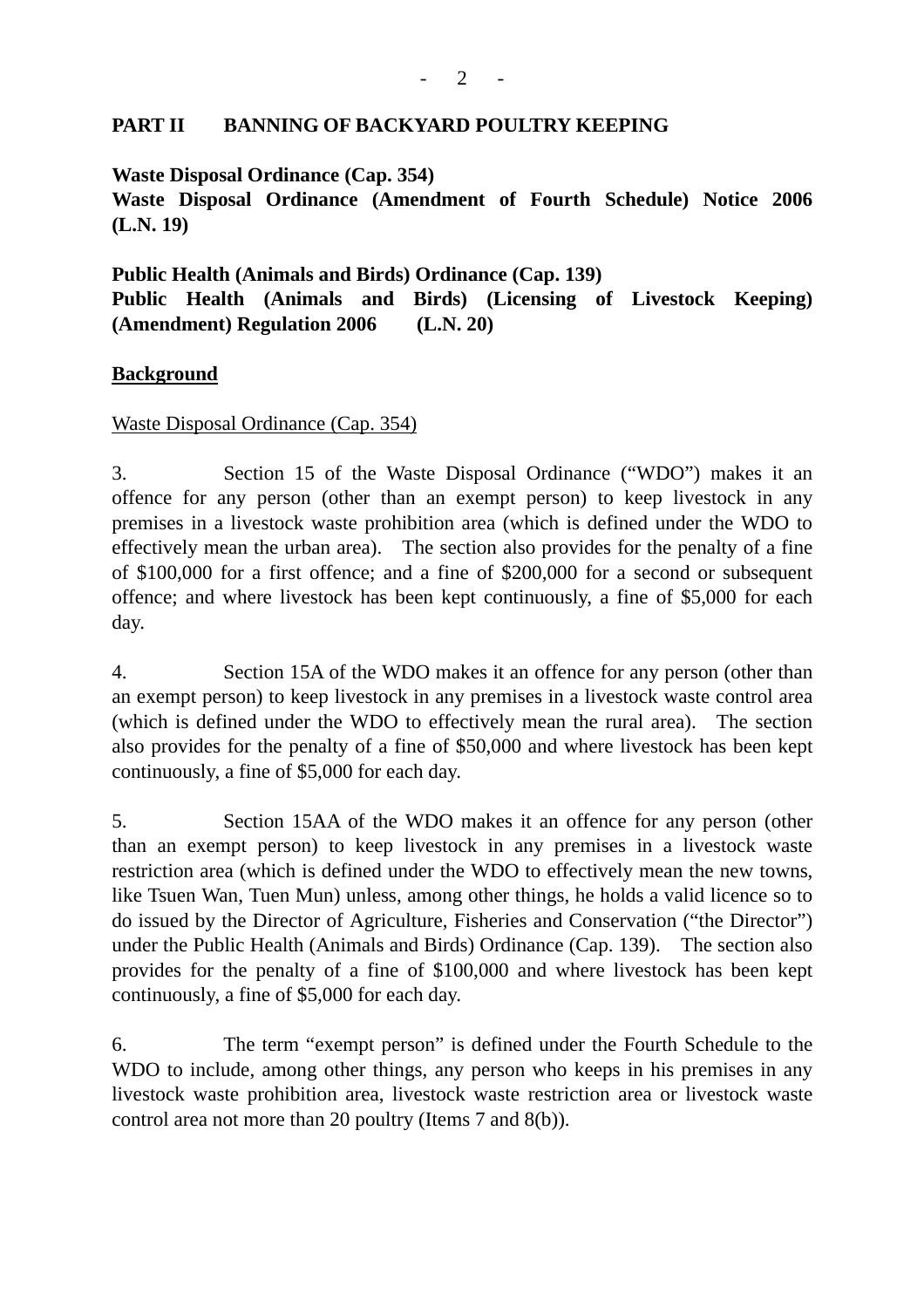## PART II BANNING OF BACKYARD POULTRY KEEPING

**Waste Disposal Ordinance (Cap. 354)**
**Waste Disposal Ordinance (Amendment of Fourth Schedule) Notice 2006 (L.N. 19)**

**Public Health (Animals and Birds) Ordinance (Cap. 139)**
**Public Health (Animals and Birds) (Licensing of Livestock Keeping) (Amendment) Regulation 2006 (L.N. 20)**

### Background

Waste Disposal Ordinance (Cap. 354)

3. Section 15 of the Waste Disposal Ordinance ("WDO") makes it an offence for any person (other than an exempt person) to keep livestock in any premises in a livestock waste prohibition area (which is defined under the WDO to effectively mean the urban area). The section also provides for the penalty of a fine of $100,000 for a first offence; and a fine of $200,000 for a second or subsequent offence; and where livestock has been kept continuously, a fine of $5,000 for each day.

4. Section 15A of the WDO makes it an offence for any person (other than an exempt person) to keep livestock in any premises in a livestock waste control area (which is defined under the WDO to effectively mean the rural area). The section also provides for the penalty of a fine of $50,000 and where livestock has been kept continuously, a fine of $5,000 for each day.

5. Section 15AA of the WDO makes it an offence for any person (other than an exempt person) to keep livestock in any premises in a livestock waste restriction area (which is defined under the WDO to effectively mean the new towns, like Tsuen Wan, Tuen Mun) unless, among other things, he holds a valid licence so to do issued by the Director of Agriculture, Fisheries and Conservation ("the Director") under the Public Health (Animals and Birds) Ordinance (Cap. 139). The section also provides for the penalty of a fine of $100,000 and where livestock has been kept continuously, a fine of $5,000 for each day.

6. The term "exempt person" is defined under the Fourth Schedule to the WDO to include, among other things, any person who keeps in his premises in any livestock waste prohibition area, livestock waste restriction area or livestock waste control area not more than 20 poultry (Items 7 and 8(b)).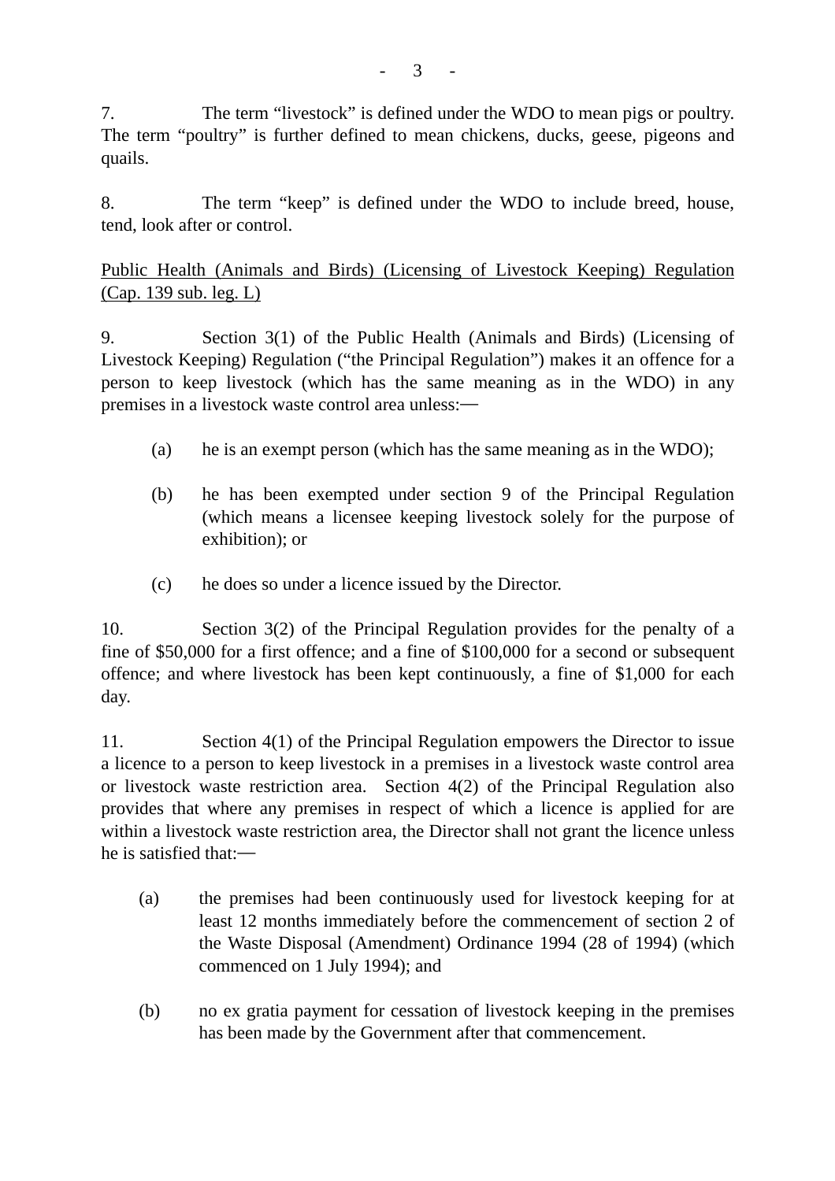7. The term “livestock” is defined under the WDO to mean pigs or poultry. The term “poultry” is further defined to mean chickens, ducks, geese, pigeons and quails.

8. The term “keep” is defined under the WDO to include breed, house, tend, look after or control.

<u>Public Health (Animals and Birds) (Licensing of Livestock Keeping) Regulation (Cap. 139 sub. leg. L)</u>

9. Section 3(1) of the Public Health (Animals and Birds) (Licensing of Livestock Keeping) Regulation (“the Principal Regulation”) makes it an offence for a person to keep livestock (which has the same meaning as in the WDO) in any premises in a livestock waste control area unless:—

(a) he is an exempt person (which has the same meaning as in the WDO);

(b) he has been exempted under section 9 of the Principal Regulation (which means a licensee keeping livestock solely for the purpose of exhibition); or

(c) he does so under a licence issued by the Director.

10. Section 3(2) of the Principal Regulation provides for the penalty of a fine of $50,000 for a first offence; and a fine of $100,000 for a second or subsequent offence; and where livestock has been kept continuously, a fine of $1,000 for each day.

11. Section 4(1) of the Principal Regulation empowers the Director to issue a licence to a person to keep livestock in a premises in a livestock waste control area or livestock waste restriction area. Section 4(2) of the Principal Regulation also provides that where any premises in respect of which a licence is applied for are within a livestock waste restriction area, the Director shall not grant the licence unless he is satisfied that:—

(a) the premises had been continuously used for livestock keeping for at least 12 months immediately before the commencement of section 2 of the Waste Disposal (Amendment) Ordinance 1994 (28 of 1994) (which commenced on 1 July 1994); and

(b) no ex gratia payment for cessation of livestock keeping in the premises has been made by the Government after that commencement.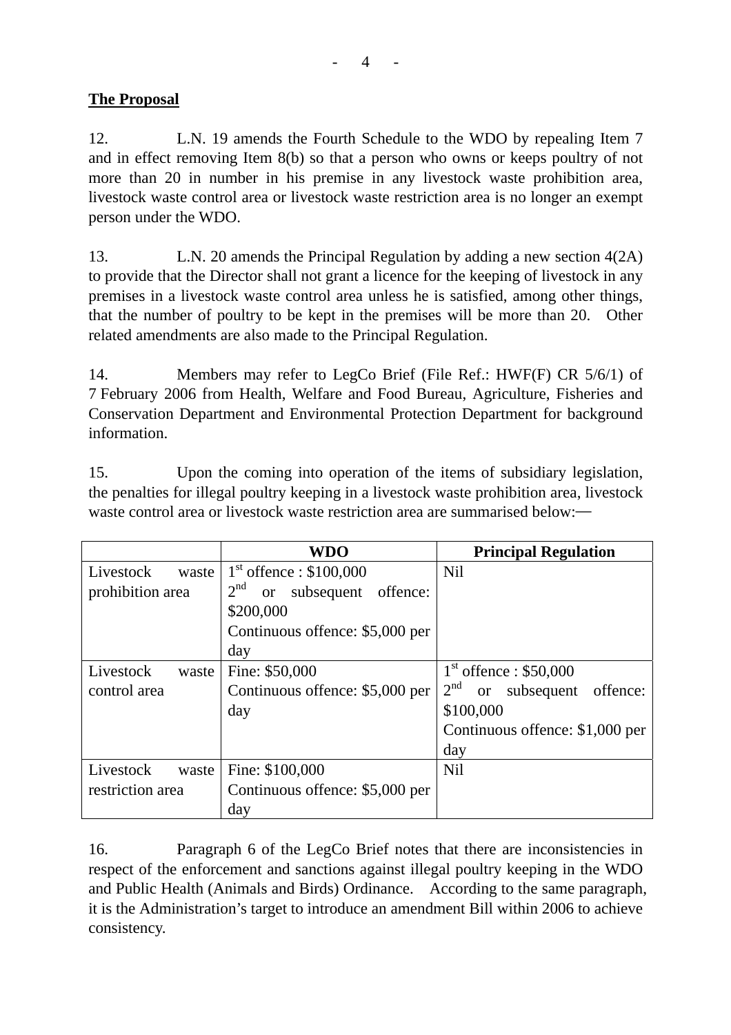**The Proposal**

12. L.N. 19 amends the Fourth Schedule to the WDO by repealing Item 7 and in effect removing Item 8(b) so that a person who owns or keeps poultry of not more than 20 in number in his premise in any livestock waste prohibition area, livestock waste control area or livestock waste restriction area is no longer an exempt person under the WDO.

13. L.N. 20 amends the Principal Regulation by adding a new section 4(2A) to provide that the Director shall not grant a licence for the keeping of livestock in any premises in a livestock waste control area unless he is satisfied, among other things, that the number of poultry to be kept in the premises will be more than 20. Other related amendments are also made to the Principal Regulation.

14. Members may refer to LegCo Brief (File Ref.: HWF(F) CR 5/6/1) of 7 February 2006 from Health, Welfare and Food Bureau, Agriculture, Fisheries and Conservation Department and Environmental Protection Department for background information.

15. Upon the coming into operation of the items of subsidiary legislation, the penalties for illegal poultry keeping in a livestock waste prohibition area, livestock waste control area or livestock waste restriction area are summarised below:—

| | **WDO** | **Principal Regulation** |
|---|---|---|
| Livestock waste prohibition area | 1st offence : $100,000<br>2nd or subsequent offence: $200,000<br>Continuous offence: $5,000 per day | Nil |
| Livestock waste control area | Fine: $50,000<br>Continuous offence: $5,000 per day | 1st offence : $50,000<br>2nd or subsequent offence: $100,000<br>Continuous offence: $1,000 per day |
| Livestock waste restriction area | Fine: $100,000<br>Continuous offence: $5,000 per day | Nil |

16. Paragraph 6 of the LegCo Brief notes that there are inconsistencies in respect of the enforcement and sanctions against illegal poultry keeping in the WDO and Public Health (Animals and Birds) Ordinance. According to the same paragraph, it is the Administration's target to introduce an amendment Bill within 2006 to achieve consistency.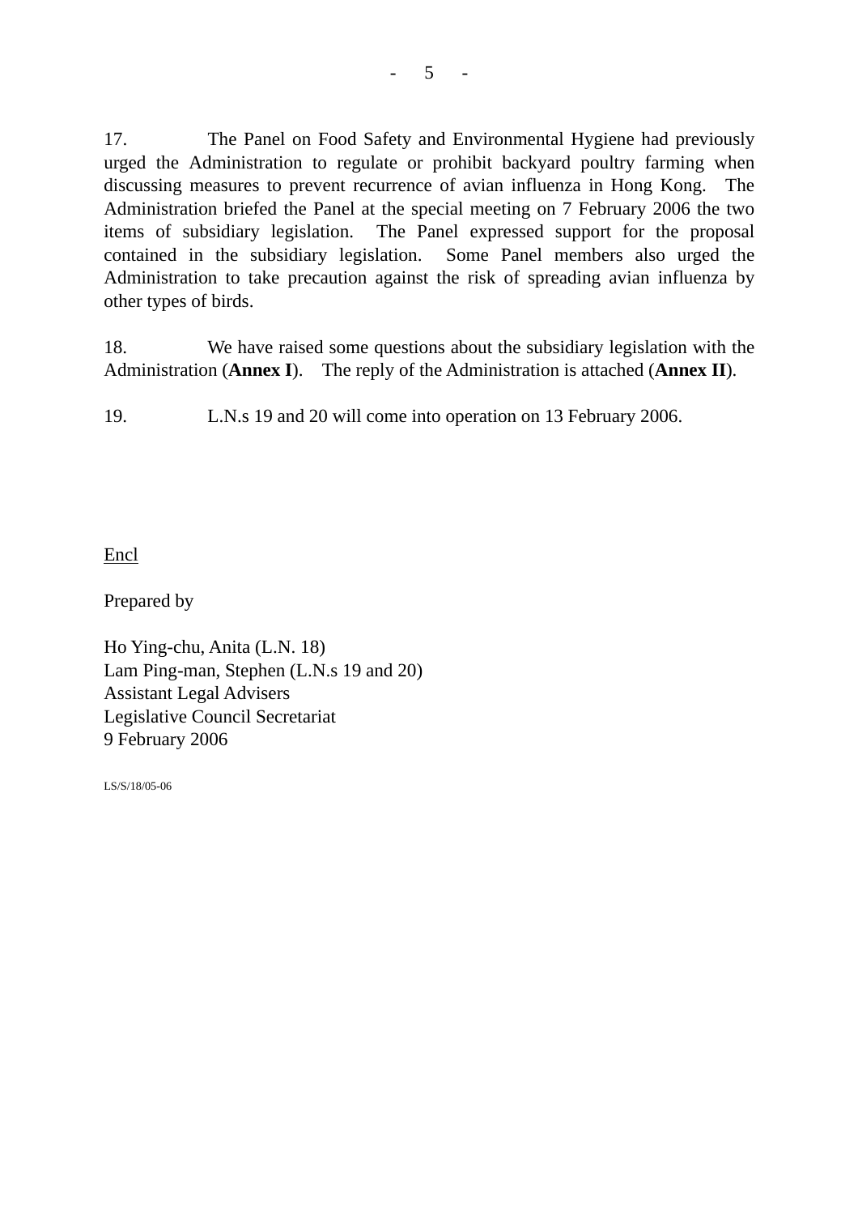17. The Panel on Food Safety and Environmental Hygiene had previously urged the Administration to regulate or prohibit backyard poultry farming when discussing measures to prevent recurrence of avian influenza in Hong Kong. The Administration briefed the Panel at the special meeting on 7 February 2006 the two items of subsidiary legislation. The Panel expressed support for the proposal contained in the subsidiary legislation. Some Panel members also urged the Administration to take precaution against the risk of spreading avian influenza by other types of birds.

18. We have raised some questions about the subsidiary legislation with the Administration (**Annex I**). The reply of the Administration is attached (**Annex II**).

19. L.N.s 19 and 20 will come into operation on 13 February 2006.

Encl

Prepared by

Ho Ying-chu, Anita (L.N. 18)
Lam Ping-man, Stephen (L.N.s 19 and 20)
Assistant Legal Advisers
Legislative Council Secretariat
9 February 2006

LS/S/18/05-06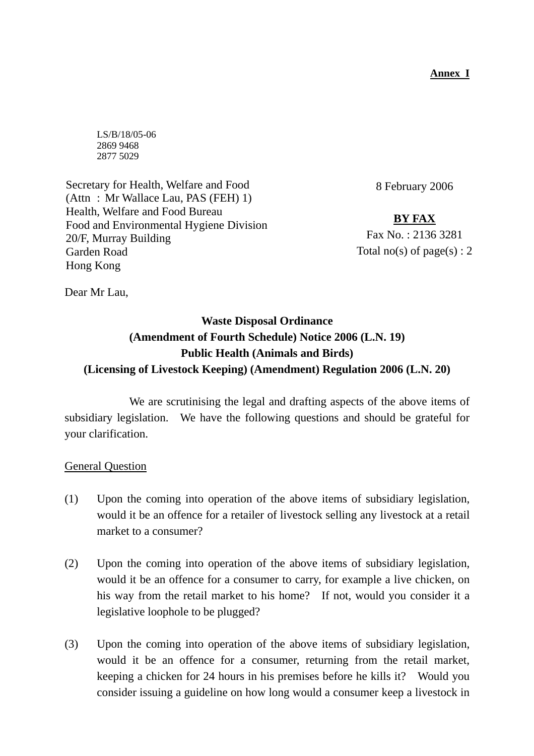**Annex I**

LS/B/18/05-06
2869 9468
2877 5029

Secretary for Health, Welfare and Food
(Attn : Mr Wallace Lau, PAS (FEH) 1)
Health, Welfare and Food Bureau
Food and Environmental Hygiene Division
20/F, Murray Building
Garden Road
Hong Kong

8 February 2006

**BY FAX**
Fax No. : 2136 3281
Total no(s) of page(s) : 2

Dear Mr Lau,

**Waste Disposal Ordinance**
**(Amendment of Fourth Schedule) Notice 2006 (L.N. 19)**
**Public Health (Animals and Birds)**
**(Licensing of Livestock Keeping) (Amendment) Regulation 2006 (L.N. 20)**

We are scrutinising the legal and drafting aspects of the above items of subsidiary legislation. We have the following questions and should be grateful for your clarification.

General Question

(1) Upon the coming into operation of the above items of subsidiary legislation, would it be an offence for a retailer of livestock selling any livestock at a retail market to a consumer?

(2) Upon the coming into operation of the above items of subsidiary legislation, would it be an offence for a consumer to carry, for example a live chicken, on his way from the retail market to his home? If not, would you consider it a legislative loophole to be plugged?

(3) Upon the coming into operation of the above items of subsidiary legislation, would it be an offence for a consumer, returning from the retail market, keeping a chicken for 24 hours in his premises before he kills it? Would you consider issuing a guideline on how long would a consumer keep a livestock in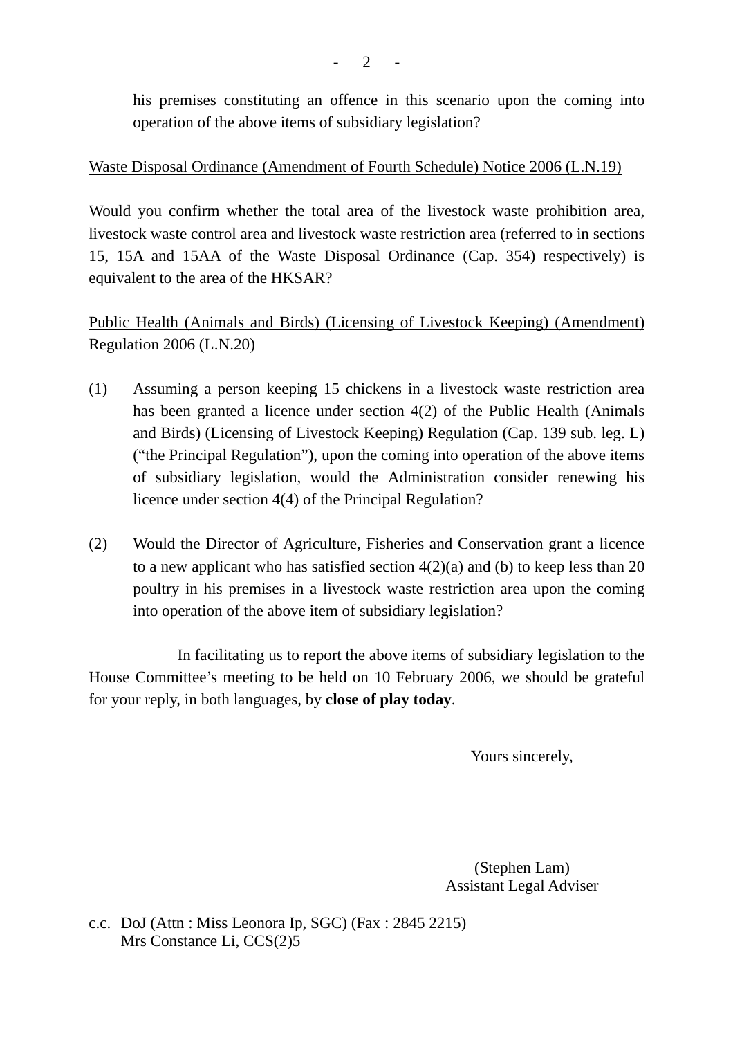his premises constituting an offence in this scenario upon the coming into operation of the above items of subsidiary legislation?

Waste Disposal Ordinance (Amendment of Fourth Schedule) Notice 2006 (L.N.19)

Would you confirm whether the total area of the livestock waste prohibition area, livestock waste control area and livestock waste restriction area (referred to in sections 15, 15A and 15AA of the Waste Disposal Ordinance (Cap. 354) respectively) is equivalent to the area of the HKSAR?

Public Health (Animals and Birds) (Licensing of Livestock Keeping) (Amendment) Regulation 2006 (L.N.20)

(1) Assuming a person keeping 15 chickens in a livestock waste restriction area has been granted a licence under section 4(2) of the Public Health (Animals and Birds) (Licensing of Livestock Keeping) Regulation (Cap. 139 sub. leg. L) ("the Principal Regulation"), upon the coming into operation of the above items of subsidiary legislation, would the Administration consider renewing his licence under section 4(4) of the Principal Regulation?

(2) Would the Director of Agriculture, Fisheries and Conservation grant a licence to a new applicant who has satisfied section 4(2)(a) and (b) to keep less than 20 poultry in his premises in a livestock waste restriction area upon the coming into operation of the above item of subsidiary legislation?

In facilitating us to report the above items of subsidiary legislation to the House Committee's meeting to be held on 10 February 2006, we should be grateful for your reply, in both languages, by **close of play today**.

Yours sincerely,

(Stephen Lam)
Assistant Legal Adviser

c.c. DoJ (Attn : Miss Leonora Ip, SGC) (Fax : 2845 2215)
Mrs Constance Li, CCS(2)5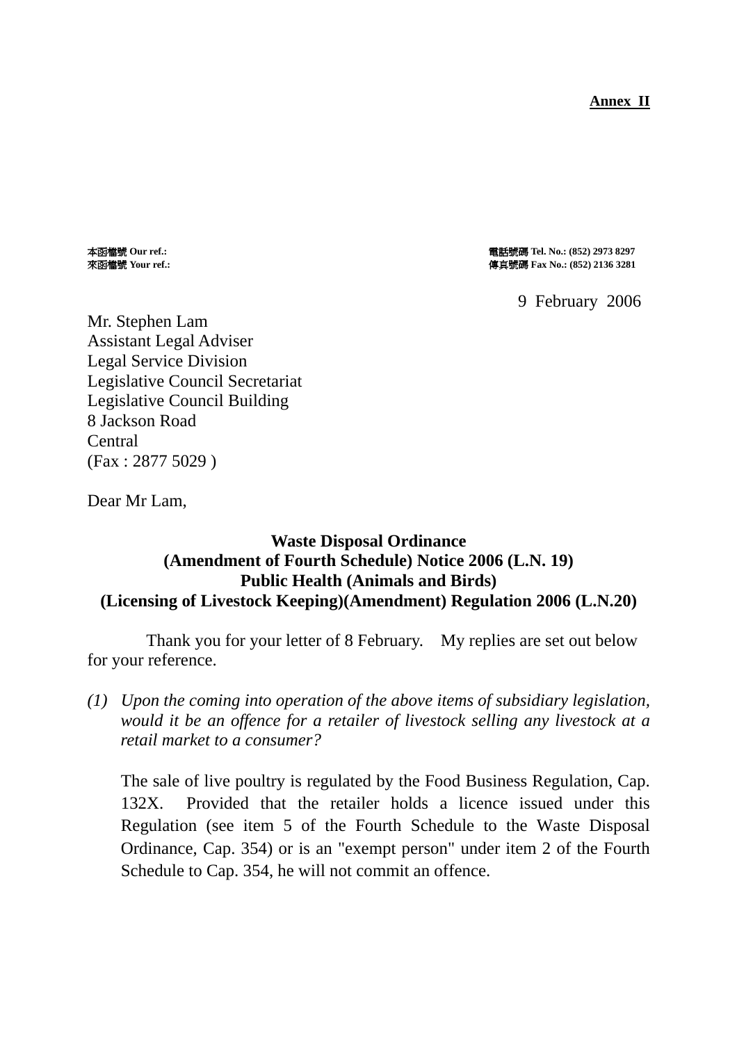**Annex II**

本函檔號 **Our ref.:**
來函檔號 **Your ref.:**

電話號碼 **Tel. No.: (852) 2973 8297**
傳真號碼 **Fax No.: (852) 2136 3281**

9 February 2006

Mr. Stephen Lam
Assistant Legal Adviser
Legal Service Division
Legislative Council Secretariat
Legislative Council Building
8 Jackson Road
Central
(Fax : 2877 5029 )

Dear Mr Lam,

**Waste Disposal Ordinance**
**(Amendment of Fourth Schedule) Notice 2006 (L.N. 19)**
**Public Health (Animals and Birds)**
**(Licensing of Livestock Keeping)(Amendment) Regulation 2006 (L.N.20)**

Thank you for your letter of 8 February. My replies are set out below for your reference.

*(1) Upon the coming into operation of the above items of subsidiary legislation, would it be an offence for a retailer of livestock selling any livestock at a retail market to a consumer?*

The sale of live poultry is regulated by the Food Business Regulation, Cap. 132X. Provided that the retailer holds a licence issued under this Regulation (see item 5 of the Fourth Schedule to the Waste Disposal Ordinance, Cap. 354) or is an "exempt person" under item 2 of the Fourth Schedule to Cap. 354, he will not commit an offence.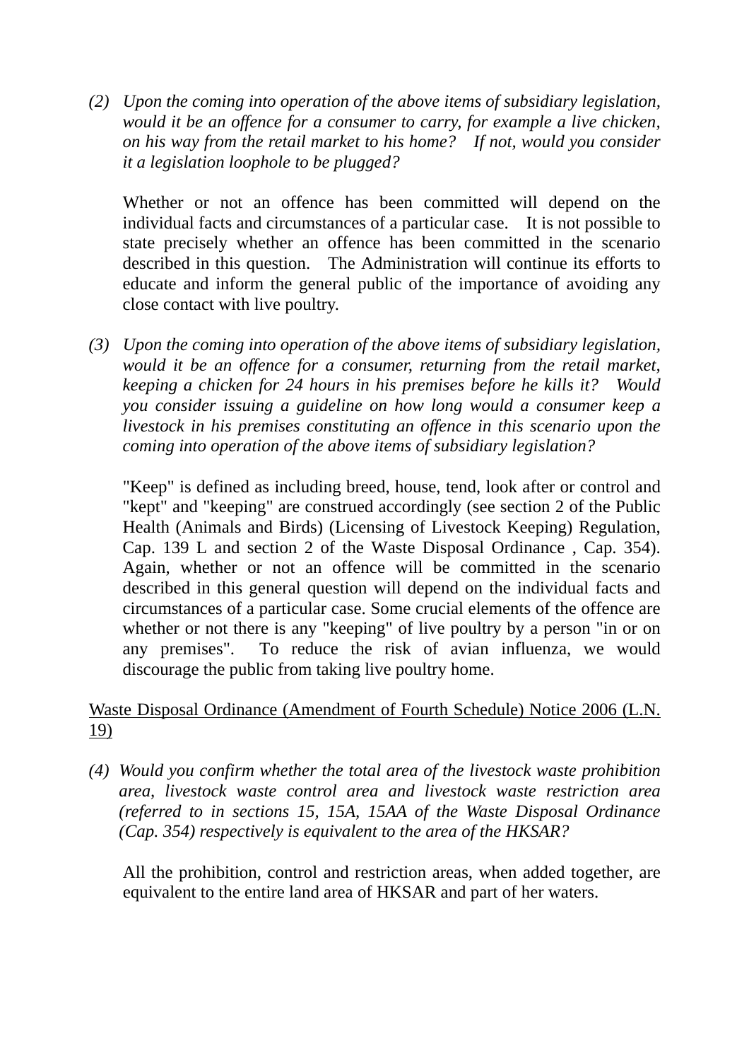(2) *Upon the coming into operation of the above items of subsidiary legislation, would it be an offence for a consumer to carry, for example a live chicken, on his way from the retail market to his home? If not, would you consider it a legislation loophole to be plugged?*

Whether or not an offence has been committed will depend on the individual facts and circumstances of a particular case. It is not possible to state precisely whether an offence has been committed in the scenario described in this question. The Administration will continue its efforts to educate and inform the general public of the importance of avoiding any close contact with live poultry.

(3) *Upon the coming into operation of the above items of subsidiary legislation, would it be an offence for a consumer, returning from the retail market, keeping a chicken for 24 hours in his premises before he kills it? Would you consider issuing a guideline on how long would a consumer keep a livestock in his premises constituting an offence in this scenario upon the coming into operation of the above items of subsidiary legislation?*

"Keep" is defined as including breed, house, tend, look after or control and "kept" and "keeping" are construed accordingly (see section 2 of the Public Health (Animals and Birds) (Licensing of Livestock Keeping) Regulation, Cap. 139 L and section 2 of the Waste Disposal Ordinance , Cap. 354). Again, whether or not an offence will be committed in the scenario described in this general question will depend on the individual facts and circumstances of a particular case. Some crucial elements of the offence are whether or not there is any "keeping" of live poultry by a person "in or on any premises". To reduce the risk of avian influenza, we would discourage the public from taking live poultry home.

<u>Waste Disposal Ordinance (Amendment of Fourth Schedule) Notice 2006 (L.N. 19)</u>

(4) *Would you confirm whether the total area of the livestock waste prohibition area, livestock waste control area and livestock waste restriction area (referred to in sections 15, 15A, 15AA of the Waste Disposal Ordinance (Cap. 354) respectively is equivalent to the area of the HKSAR?*

All the prohibition, control and restriction areas, when added together, are equivalent to the entire land area of HKSAR and part of her waters.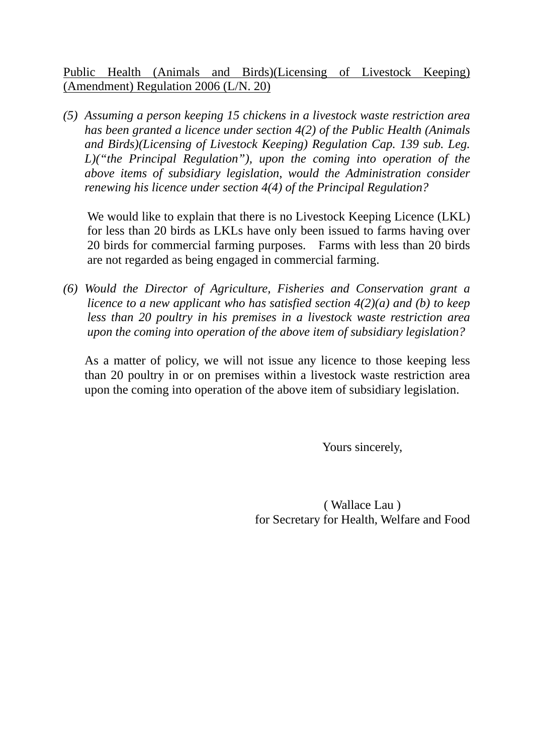Public Health (Animals and Birds)(Licensing of Livestock Keeping) (Amendment) Regulation 2006 (L/N. 20)

(5) *Assuming a person keeping 15 chickens in a livestock waste restriction area has been granted a licence under section 4(2) of the Public Health (Animals and Birds)(Licensing of Livestock Keeping) Regulation Cap. 139 sub. Leg. L)("the Principal Regulation"), upon the coming into operation of the above items of subsidiary legislation, would the Administration consider renewing his licence under section 4(4) of the Principal Regulation?*

We would like to explain that there is no Livestock Keeping Licence (LKL) for less than 20 birds as LKLs have only been issued to farms having over 20 birds for commercial farming purposes. Farms with less than 20 birds are not regarded as being engaged in commercial farming.

(6) *Would the Director of Agriculture, Fisheries and Conservation grant a licence to a new applicant who has satisfied section 4(2)(a) and (b) to keep less than 20 poultry in his premises in a livestock waste restriction area upon the coming into operation of the above item of subsidiary legislation?*

As a matter of policy, we will not issue any licence to those keeping less than 20 poultry in or on premises within a livestock waste restriction area upon the coming into operation of the above item of subsidiary legislation.

Yours sincerely,

( Wallace Lau )
for Secretary for Health, Welfare and Food